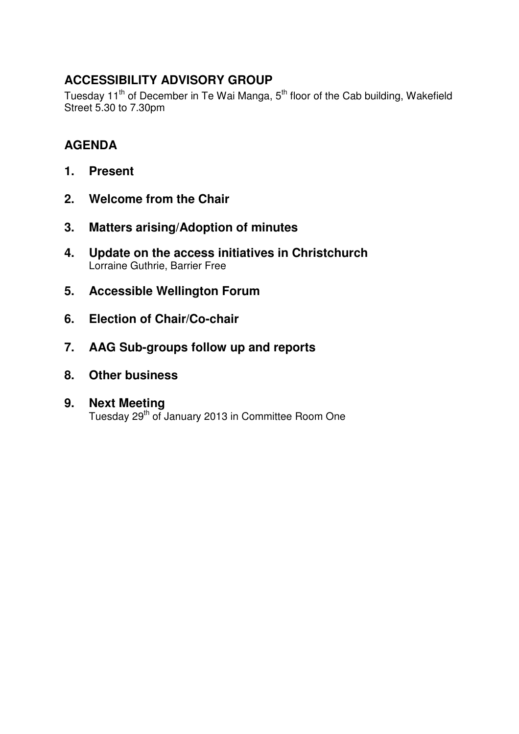## ACCESSIBILITY ADVISORY GROUP

Tuesday 11th of December in Te Wai Manga, 5th floor of the Cab building, Wakefield Street 5.30 to 7.30pm

## AGENDA

1. **Present**

2. **Welcome from the Chair**

3. **Matters arising/Adoption of minutes**

4. **Update on the access initiatives in Christchurch**
   Lorraine Guthrie, Barrier Free

5. **Accessible Wellington Forum**

6. **Election of Chair/Co-chair**

7. **AAG Sub-groups follow up and reports**

8. **Other business**

9. **Next Meeting**
   Tuesday 29th of January 2013 in Committee Room One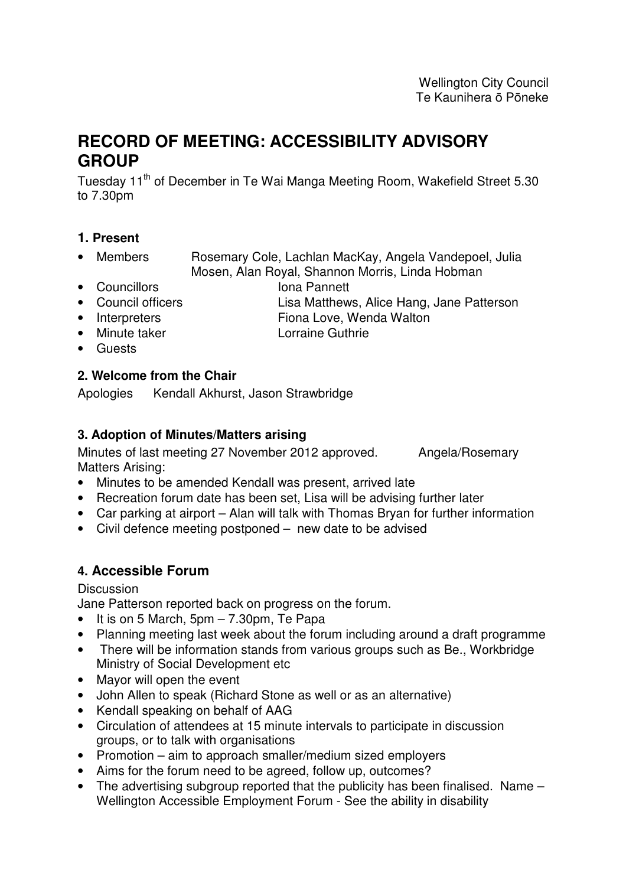Wellington City Council
Te Kaunihera ō Pōneke

# RECORD OF MEETING: ACCESSIBILITY ADVISORY GROUP

Tuesday 11th of December in Te Wai Manga Meeting Room, Wakefield Street 5.30 to 7.30pm

### 1. Present

- Members Rosemary Cole, Lachlan MacKay, Angela Vandepoel, Julia Mosen, Alan Royal, Shannon Morris, Linda Hobman
- Councillors Iona Pannett
- Council officers Lisa Matthews, Alice Hang, Jane Patterson
- Interpreters Fiona Love, Wenda Walton
- Minute taker Lorraine Guthrie
- Guests

### 2. Welcome from the Chair

Apologies Kendall Akhurst, Jason Strawbridge

### 3. Adoption of Minutes/Matters arising

Minutes of last meeting 27 November 2012 approved. Angela/Rosemary

Matters Arising:

- Minutes to be amended Kendall was present, arrived late
- Recreation forum date has been set, Lisa will be advising further later
- Car parking at airport – Alan will talk with Thomas Bryan for further information
- Civil defence meeting postponed – new date to be advised

## 4. Accessible Forum

Discussion

Jane Patterson reported back on progress on the forum.

- It is on 5 March, 5pm – 7.30pm, Te Papa
- Planning meeting last week about the forum including around a draft programme
- There will be information stands from various groups such as Be., Workbridge Ministry of Social Development etc
- Mayor will open the event
- John Allen to speak (Richard Stone as well or as an alternative)
- Kendall speaking on behalf of AAG
- Circulation of attendees at 15 minute intervals to participate in discussion groups, or to talk with organisations
- Promotion – aim to approach smaller/medium sized employers
- Aims for the forum need to be agreed, follow up, outcomes?
- The advertising subgroup reported that the publicity has been finalised. Name – Wellington Accessible Employment Forum - See the ability in disability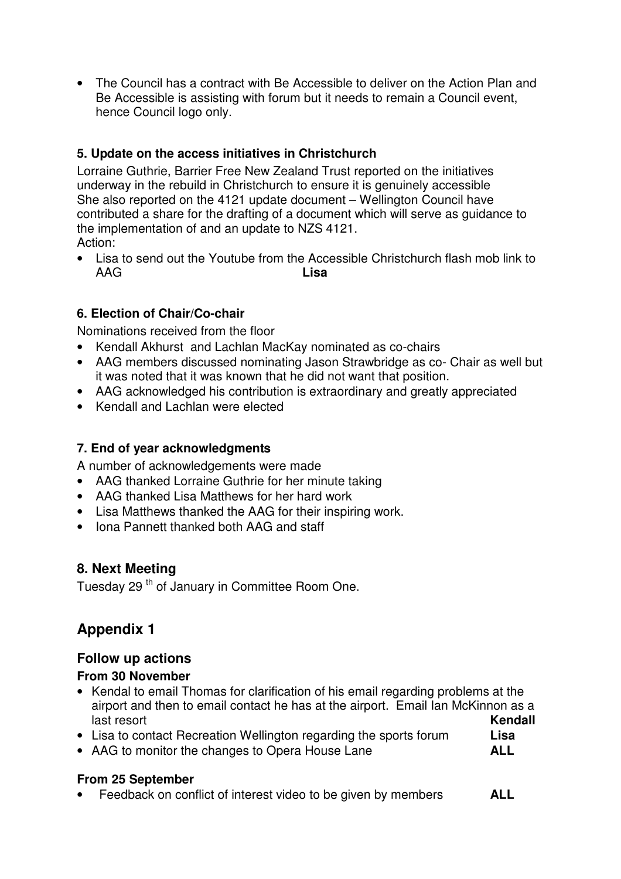- The Council has a contract with Be Accessible to deliver on the Action Plan and Be Accessible is assisting with forum but it needs to remain a Council event, hence Council logo only.

### 5. Update on the access initiatives in Christchurch

Lorraine Guthrie, Barrier Free New Zealand Trust reported on the initiatives underway in the rebuild in Christchurch to ensure it is genuinely accessible
She also reported on the 4121 update document – Wellington Council have contributed a share for the drafting of a document which will serve as guidance to the implementation of and an update to NZS 4121.
Action:

- Lisa to send out the Youtube from the Accessible Christchurch flash mob link to AAG **Lisa**

### 6. Election of Chair/Co-chair

Nominations received from the floor

- Kendall Akhurst and Lachlan MacKay nominated as co-chairs
- AAG members discussed nominating Jason Strawbridge as co- Chair as well but it was noted that it was known that he did not want that position.
- AAG acknowledged his contribution is extraordinary and greatly appreciated
- Kendall and Lachlan were elected

### 7. End of year acknowledgments

A number of acknowledgements were made

- AAG thanked Lorraine Guthrie for her minute taking
- AAG thanked Lisa Matthews for her hard work
- Lisa Matthews thanked the AAG for their inspiring work.
- Iona Pannett thanked both AAG and staff

## 8. Next Meeting

Tuesday 29th of January in Committee Room One.

# Appendix 1

## Follow up actions

### From 30 November

- Kendal to email Thomas for clarification of his email regarding problems at the airport and then to email contact he has at the airport. Email Ian McKinnon as a last resort **Kendall**
- Lisa to contact Recreation Wellington regarding the sports forum **Lisa**
- AAG to monitor the changes to Opera House Lane **ALL**

### From 25 September

- Feedback on conflict of interest video to be given by members **ALL**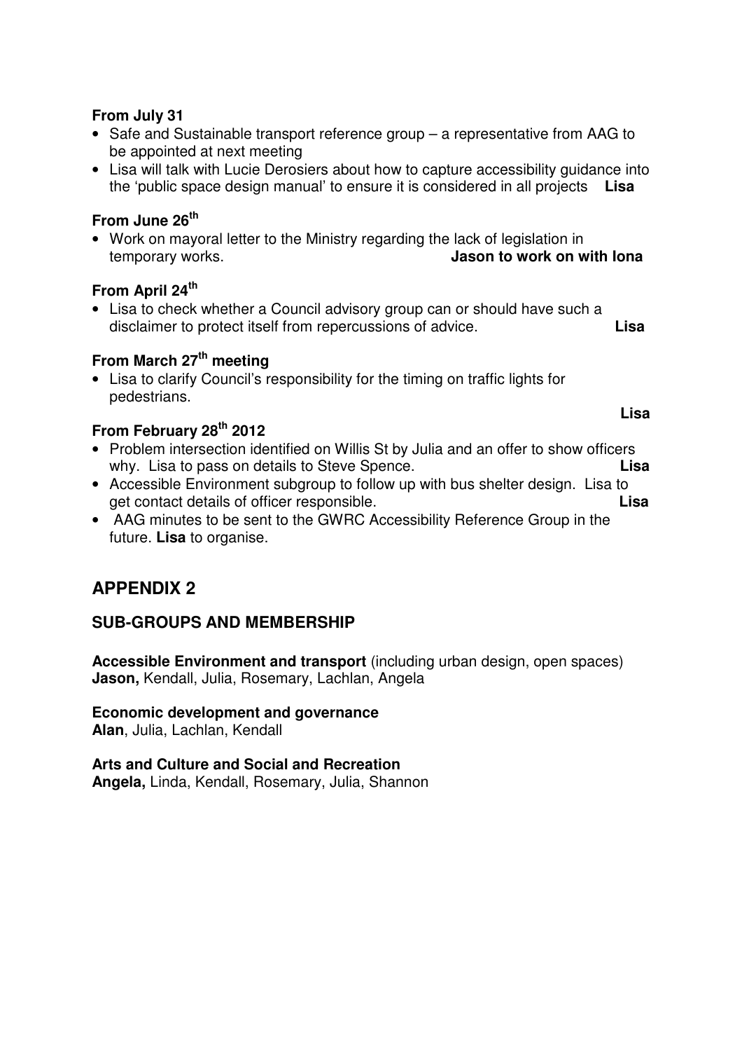**From July 31**

- Safe and Sustainable transport reference group – a representative from AAG to be appointed at next meeting
- Lisa will talk with Lucie Derosiers about how to capture accessibility guidance into the 'public space design manual' to ensure it is considered in all projects **Lisa**

**From June 26th**

- Work on mayoral letter to the Ministry regarding the lack of legislation in temporary works. **Jason to work on with Iona**

**From April 24th**

- Lisa to check whether a Council advisory group can or should have such a disclaimer to protect itself from repercussions of advice. **Lisa**

**From March 27th meeting**

- Lisa to clarify Council's responsibility for the timing on traffic lights for pedestrians. **Lisa**

**From February 28th 2012**

- Problem intersection identified on Willis St by Julia and an offer to show officers why. Lisa to pass on details to Steve Spence. **Lisa**
- Accessible Environment subgroup to follow up with bus shelter design. Lisa to get contact details of officer responsible. **Lisa**
- AAG minutes to be sent to the GWRC Accessibility Reference Group in the future. **Lisa** to organise.

## APPENDIX 2

### SUB-GROUPS AND MEMBERSHIP

**Accessible Environment and transport** (including urban design, open spaces)
**Jason,** Kendall, Julia, Rosemary, Lachlan, Angela

**Economic development and governance**
**Alan**, Julia, Lachlan, Kendall

**Arts and Culture and Social and Recreation**
**Angela,** Linda, Kendall, Rosemary, Julia, Shannon